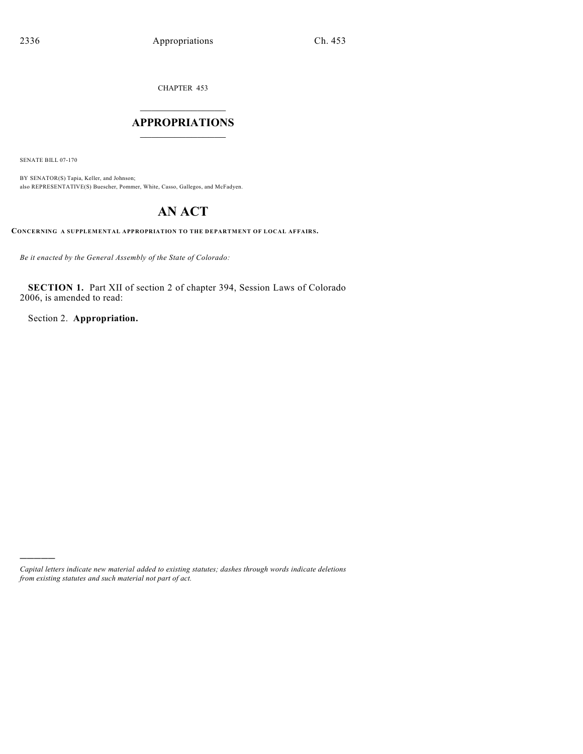CHAPTER 453

# APPROPRIATIONS

SENATE BILL 07-170

BY SENATOR(S) Tapia, Keller, and Johnson;
also REPRESENTATIVE(S) Buescher, Pommer, White, Casso, Gallegos, and McFadyen.

# AN ACT

**CONCERNING A SUPPLEMENTAL APPROPRIATION TO THE DEPARTMENT OF LOCAL AFFAIRS.**

*Be it enacted by the General Assembly of the State of Colorado:*

**SECTION 1.** Part XII of section 2 of chapter 394, Session Laws of Colorado 2006, is amended to read:

Section 2. **Appropriation.**

---

*Capital letters indicate new material added to existing statutes; dashes through words indicate deletions from existing statutes and such material not part of act.*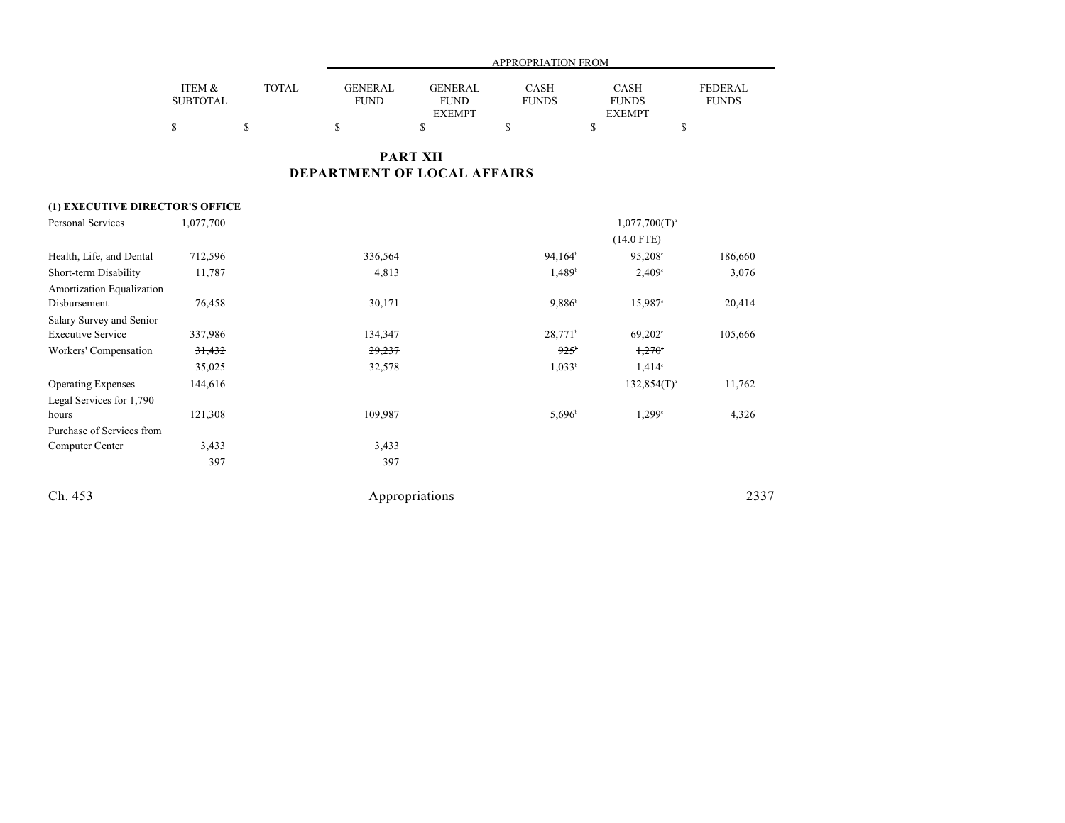## PART XII
## DEPARTMENT OF LOCAL AFFAIRS

| | ITEM & SUBTOTAL | TOTAL | GENERAL FUND | GENERAL FUND EXEMPT | CASH FUNDS | CASH FUNDS EXEMPT | FEDERAL FUNDS |
|---|---|---|---|---|---|---|---|
| | $ | $ | $ | $ | $ | $ | $ |
| **(1) EXECUTIVE DIRECTOR'S OFFICE** | | | | | | | |
| Personal Services | 1,077,700 | | | | | 1,077,700(T)[a] | |
| | | | | | | (14.0 FTE) | |
| Health, Life, and Dental | 712,596 | | 336,564 | | 94,164[b] | 95,208[c] | 186,660 |
| Short-term Disability | 11,787 | | 4,813 | | 1,489[b] | 2,409[c] | 3,076 |
| Amortization Equalization Disbursement | 76,458 | | 30,171 | | 9,886[b] | 15,987[c] | 20,414 |
| Salary Survey and Senior Executive Service | 337,986 | | 134,347 | | 28,771[b] | 69,202[c] | 105,666 |
| Workers' Compensation | ~~31,432~~ | | ~~29,237~~ | | ~~925[b]~~ | ~~1,270[c]~~ | |
| | 35,025 | | 32,578 | | 1,033[b] | 1,414[c] | |
| Operating Expenses | 144,616 | | | | | 132,854(T)[a] | 11,762 |
| Legal Services for 1,790 hours | 121,308 | | 109,987 | | 5,696[b] | 1,299[c] | 4,326 |
| Purchase of Services from Computer Center | ~~3,433~~ | | ~~3,433~~ | | | | |
| | 397 | | 397 | | | | |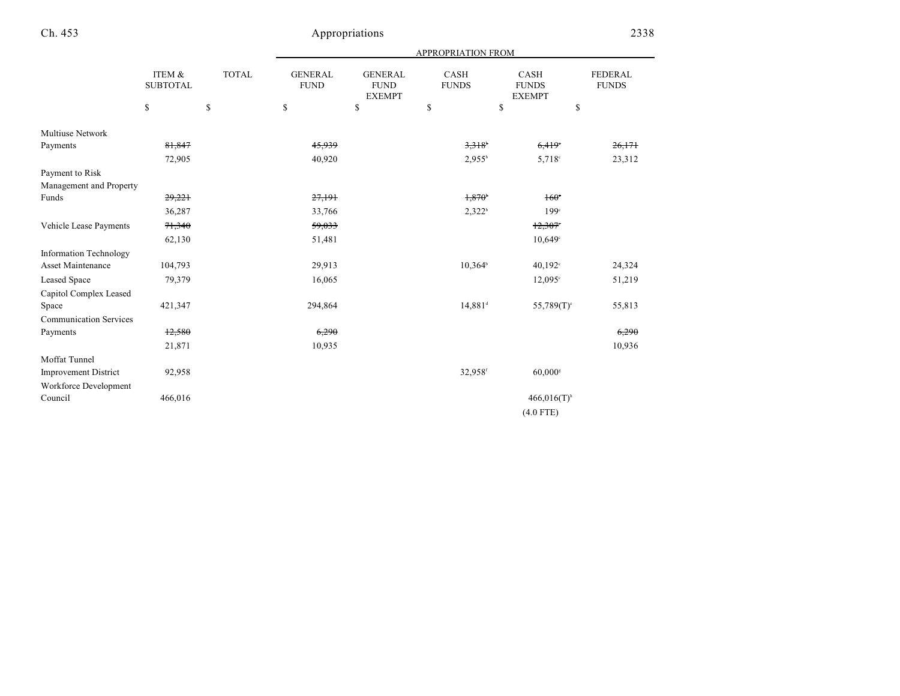| | ITEM & SUBTOTAL | TOTAL | GENERAL FUND | GENERAL FUND EXEMPT | CASH FUNDS | CASH FUNDS EXEMPT | FEDERAL FUNDS |
|---|---|---|---|---|---|---|---|
| | | | APPROPRIATION FROM | | | | |
| | $ | $ | $ | $ | $ | $ | $ |
| Multiuse Network Payments | ~~81,847~~ | | ~~45,939~~ | | ~~3,318~~[b] | ~~6,419~~[c] | ~~26,171~~ |
| | 72,905 | | 40,920 | | 2,955[b] | 5,718[c] | 23,312 |
| Payment to Risk Management and Property Funds | ~~29,221~~ | | ~~27,191~~ | | ~~1,870~~[b] | ~~160~~[c] | |
| | 36,287 | | 33,766 | | 2,322[b] | 199[c] | |
| Vehicle Lease Payments | ~~71,340~~ | | ~~59,033~~ | | | ~~12,307~~[c] | |
| | 62,130 | | 51,481 | | | 10,649[c] | |
| Information Technology Asset Maintenance | 104,793 | | 29,913 | | 10,364[b] | 40,192[c] | 24,324 |
| Leased Space | 79,379 | | 16,065 | | | 12,095[c] | 51,219 |
| Capitol Complex Leased Space | 421,347 | | 294,864 | | 14,881[d] | 55,789(T)[e] | 55,813 |
| Communication Services Payments | ~~12,580~~ | | ~~6,290~~ | | | | ~~6,290~~ |
| | 21,871 | | 10,935 | | | | 10,936 |
| Moffat Tunnel Improvement District | 92,958 | | | | 32,958[f] | 60,000[g] | |
| Workforce Development Council | 466,016 | | | | | 466,016(T)[h] | |
| | | | | | | (4.0 FTE) | |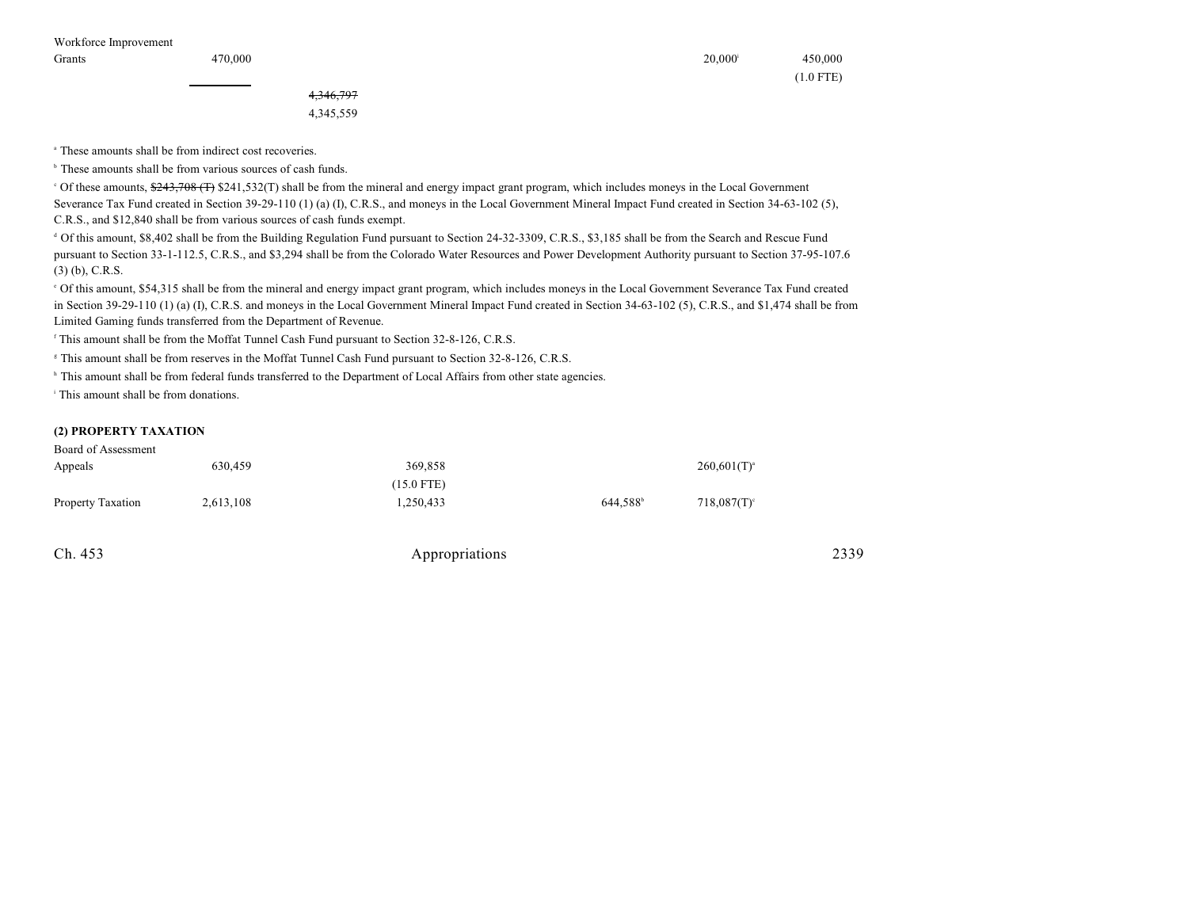| | | | | | | |
|---|---|---|---|---|---|---|
| Workforce Improvement Grants | 470,000 | | | 20,000[i] | 450,000 (1.0 FTE) | |
| | | ~~4,346,797~~ 4,345,559 | | | | |

[a] These amounts shall be from indirect cost recoveries.

[b] These amounts shall be from various sources of cash funds.

[c] Of these amounts, ~~$243,708 (T)~~ $241,532(T) shall be from the mineral and energy impact grant program, which includes moneys in the Local Government Severance Tax Fund created in Section 39-29-110 (1) (a) (I), C.R.S., and moneys in the Local Government Mineral Impact Fund created in Section 34-63-102 (5), C.R.S., and $12,840 shall be from various sources of cash funds exempt.

[d] Of this amount, $8,402 shall be from the Building Regulation Fund pursuant to Section 24-32-3309, C.R.S., $3,185 shall be from the Search and Rescue Fund pursuant to Section 33-1-112.5, C.R.S., and $3,294 shall be from the Colorado Water Resources and Power Development Authority pursuant to Section 37-95-107.6 (3) (b), C.R.S.

[e] Of this amount, $54,315 shall be from the mineral and energy impact grant program, which includes moneys in the Local Government Severance Tax Fund created in Section 39-29-110 (1) (a) (I), C.R.S. and moneys in the Local Government Mineral Impact Fund created in Section 34-63-102 (5), C.R.S., and $1,474 shall be from Limited Gaming funds transferred from the Department of Revenue.

[f] This amount shall be from the Moffat Tunnel Cash Fund pursuant to Section 32-8-126, C.R.S.

[g] This amount shall be from reserves in the Moffat Tunnel Cash Fund pursuant to Section 32-8-126, C.R.S.

[h] This amount shall be from federal funds transferred to the Department of Local Affairs from other state agencies.

[i] This amount shall be from donations.

**(2) PROPERTY TAXATION**

| | | | | | |
|---|---|---|---|---|---|
| Board of Assessment Appeals | 630,459 | 369,858 (15.0 FTE) | | 260,601(T)[a] | |
| Property Taxation | 2,613,108 | 1,250,433 | 644,588[b] | 718,087(T)[c] | |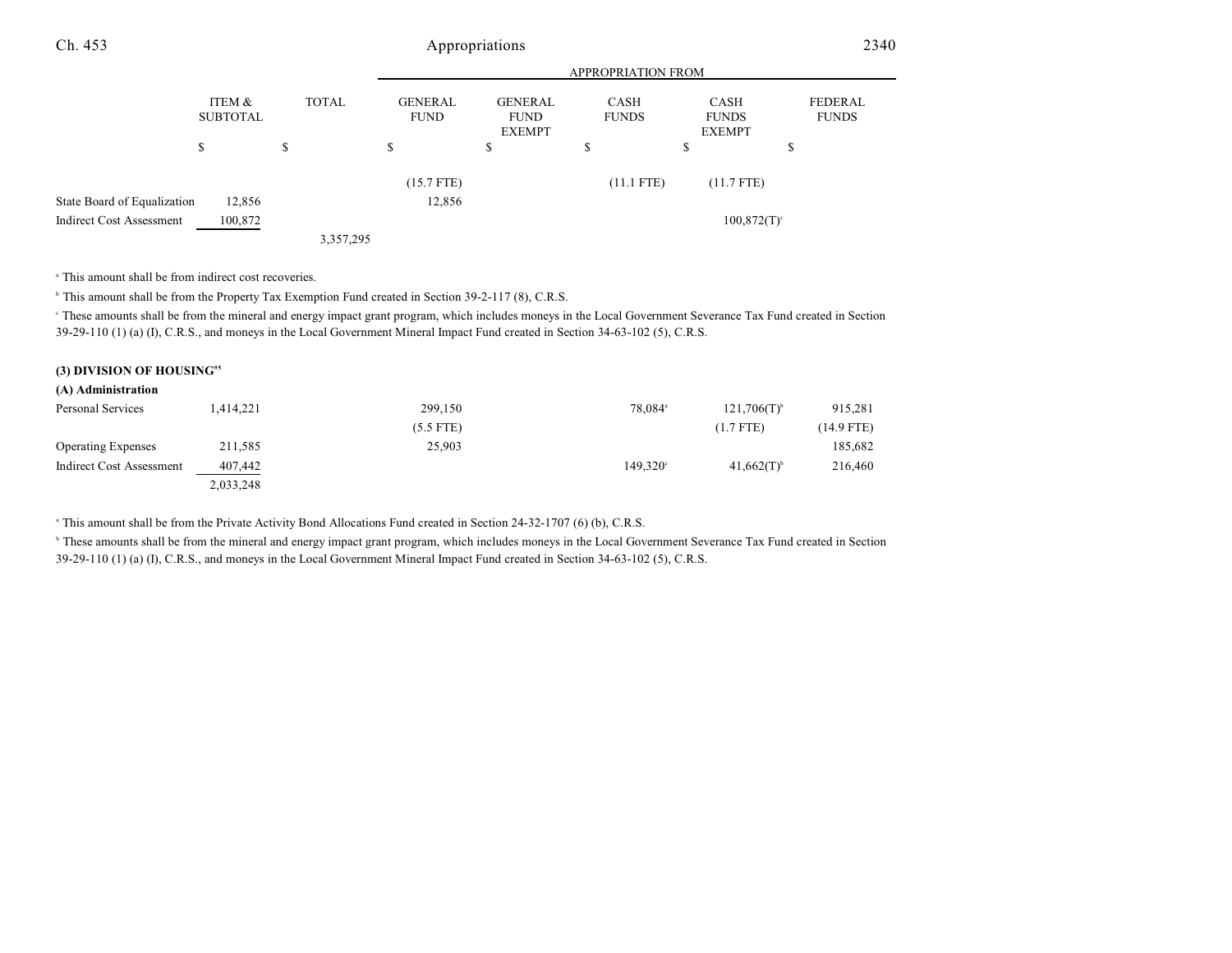| | ITEM & SUBTOTAL | TOTAL | APPROPRIATION FROM GENERAL FUND | GENERAL FUND EXEMPT | CASH FUNDS | CASH FUNDS EXEMPT | FEDERAL FUNDS |
|---|---|---|---|---|---|---|---|
| | $ | $ | $ | $ | $ | $ | $ |
| | | | (15.7 FTE) | | (11.1 FTE) | (11.7 FTE) | |
| State Board of Equalization | 12,856 | | 12,856 | | | | |
| Indirect Cost Assessment | 100,872 | | | | | 100,872(T)[c] | |
| | | 3,357,295 | | | | | |

[a] This amount shall be from indirect cost recoveries.

[b] This amount shall be from the Property Tax Exemption Fund created in Section 39-2-117 (8), C.R.S.

[c] These amounts shall be from the mineral and energy impact grant program, which includes moneys in the Local Government Severance Tax Fund created in Section 39-29-110 (1) (a) (I), C.R.S., and moneys in the Local Government Mineral Impact Fund created in Section 34-63-102 (5), C.R.S.

**(3) DIVISION OF HOUSING**[95]

**(A) Administration**

| | ITEM & SUBTOTAL | TOTAL | GENERAL FUND | GENERAL FUND EXEMPT | CASH FUNDS | CASH FUNDS EXEMPT | FEDERAL FUNDS |
|---|---|---|---|---|---|---|---|
| Personal Services | 1,414,221 | | 299,150 | | 78,084[a] | 121,706(T)[b] | 915,281 |
| | | | (5.5 FTE) | | | (1.7 FTE) | (14.9 FTE) |
| Operating Expenses | 211,585 | | 25,903 | | | | 185,682 |
| Indirect Cost Assessment | 407,442 | | | | 149,320[c] | 41,662(T)[b] | 216,460 |
| | 2,033,248 | | | | | | |

[a] This amount shall be from the Private Activity Bond Allocations Fund created in Section 24-32-1707 (6) (b), C.R.S.

[b] These amounts shall be from the mineral and energy impact grant program, which includes moneys in the Local Government Severance Tax Fund created in Section 39-29-110 (1) (a) (I), C.R.S., and moneys in the Local Government Mineral Impact Fund created in Section 34-63-102 (5), C.R.S.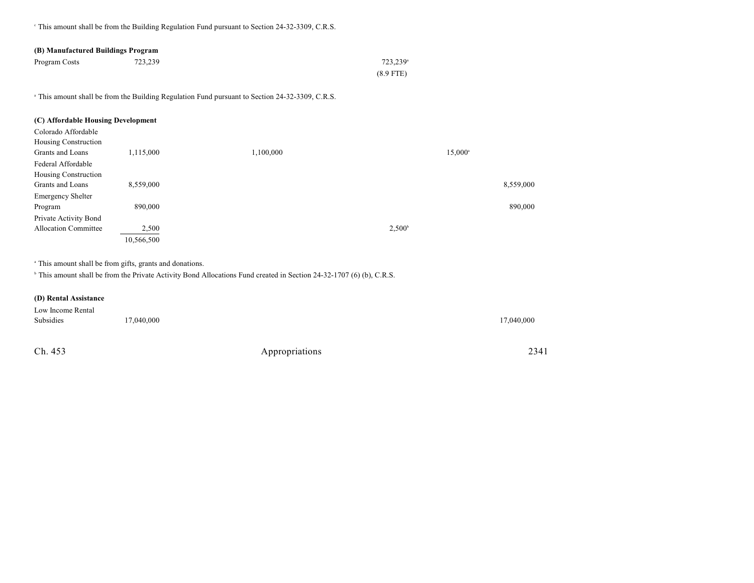[c] This amount shall be from the Building Regulation Fund pursuant to Section 24-32-3309, C.R.S.

**(B) Manufactured Buildings Program**

| | | | | | |
|---|---|---|---|---|---|
| Program Costs | 723,239 | | 723,239[a] | | |
| | | | (8.9 FTE) | | |

[a] This amount shall be from the Building Regulation Fund pursuant to Section 24-32-3309, C.R.S.

**(C) Affordable Housing Development**

| | | | | | |
|---|---|---|---|---|---|
| Colorado Affordable Housing Construction Grants and Loans | 1,115,000 | 1,100,000 | | 15,000[a] | |
| Federal Affordable Housing Construction Grants and Loans | 8,559,000 | | | | 8,559,000 |
| Emergency Shelter Program | 890,000 | | | | 890,000 |
| Private Activity Bond Allocation Committee | 2,500 | | 2,500[b] | | |
| | 10,566,500 | | | | |

[a] This amount shall be from gifts, grants and donations.

[b] This amount shall be from the Private Activity Bond Allocations Fund created in Section 24-32-1707 (6) (b), C.R.S.

**(D) Rental Assistance**

| | | | | | |
|---|---|---|---|---|---|
| Low Income Rental Subsidies | 17,040,000 | | | | 17,040,000 |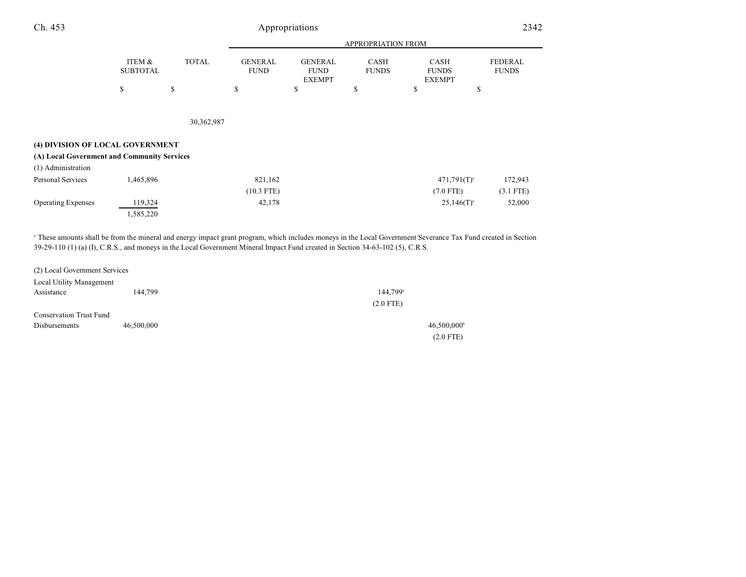| | ITEM & SUBTOTAL | TOTAL | APPROPRIATION FROM GENERAL FUND | GENERAL FUND EXEMPT | CASH FUNDS | CASH FUNDS EXEMPT | FEDERAL FUNDS |
|---|---|---|---|---|---|---|---|
| | $ | $ | $ | $ | $ | $ | $ |
| | | 30,362,987 | | | | | |
| **(4) DIVISION OF LOCAL GOVERNMENT** | | | | | | | |
| **(A) Local Government and Community Services** | | | | | | | |
| (1) Administration | | | | | | | |
| Personal Services | 1,465,896 | | 821,162 | | | 471,791(T)[a] | 172,943 |
| | | | (10.3 FTE) | | | (7.0 FTE) | (3.1 FTE) |
| Operating Expenses | 119,324 | | 42,178 | | | 25,146(T)[a] | 52,000 |
| | 1,585,220 | | | | | | |

[a] These amounts shall be from the mineral and energy impact grant program, which includes moneys in the Local Government Severance Tax Fund created in Section 39-29-110 (1) (a) (I), C.R.S., and moneys in the Local Government Mineral Impact Fund created in Section 34-63-102 (5), C.R.S.

| | ITEM & SUBTOTAL | TOTAL | GENERAL FUND | GENERAL FUND EXEMPT | CASH FUNDS | CASH FUNDS EXEMPT | FEDERAL FUNDS |
|---|---|---|---|---|---|---|---|
| (2) Local Government Services | | | | | | | |
| Local Utility Management Assistance | 144,799 | | | | 144,799[a] | | |
| | | | | | (2.0 FTE) | | |
| Conservation Trust Fund Disbursements | 46,500,000 | | | | | 46,500,000[b] | |
| | | | | | | (2.0 FTE) | |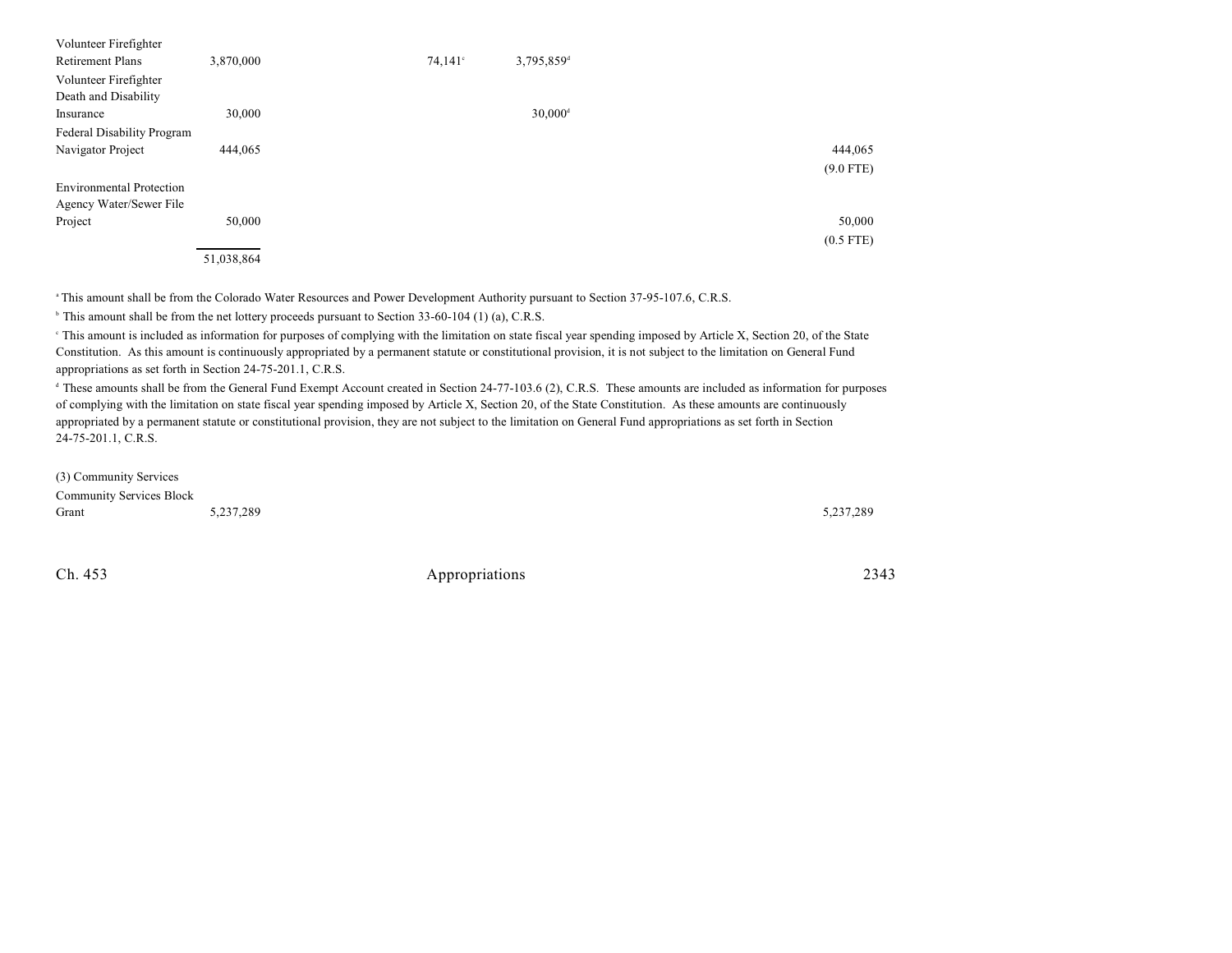| | | | | | |
|---|---|---|---|---|---|
| Volunteer Firefighter Retirement Plans | 3,870,000 | | 74,141[c] | 3,795,859[d] | |
| Volunteer Firefighter Death and Disability Insurance | 30,000 | | | 30,000[d] | |
| Federal Disability Program Navigator Project | 444,065 | | | | 444,065 (9.0 FTE) |
| Environmental Protection Agency Water/Sewer File Project | 50,000 | | | | 50,000 (0.5 FTE) |
| | 51,038,864 | | | | |

[a] This amount shall be from the Colorado Water Resources and Power Development Authority pursuant to Section 37-95-107.6, C.R.S.

[b] This amount shall be from the net lottery proceeds pursuant to Section 33-60-104 (1) (a), C.R.S.

[c] This amount is included as information for purposes of complying with the limitation on state fiscal year spending imposed by Article X, Section 20, of the State Constitution. As this amount is continuously appropriated by a permanent statute or constitutional provision, it is not subject to the limitation on General Fund appropriations as set forth in Section 24-75-201.1, C.R.S.

[d] These amounts shall be from the General Fund Exempt Account created in Section 24-77-103.6 (2), C.R.S. These amounts are included as information for purposes of complying with the limitation on state fiscal year spending imposed by Article X, Section 20, of the State Constitution. As these amounts are continuously appropriated by a permanent statute or constitutional provision, they are not subject to the limitation on General Fund appropriations as set forth in Section 24-75-201.1, C.R.S.

| | | | | | |
|---|---|---|---|---|---|
| (3) Community Services | | | | | |
| Community Services Block Grant | 5,237,289 | | | | 5,237,289 |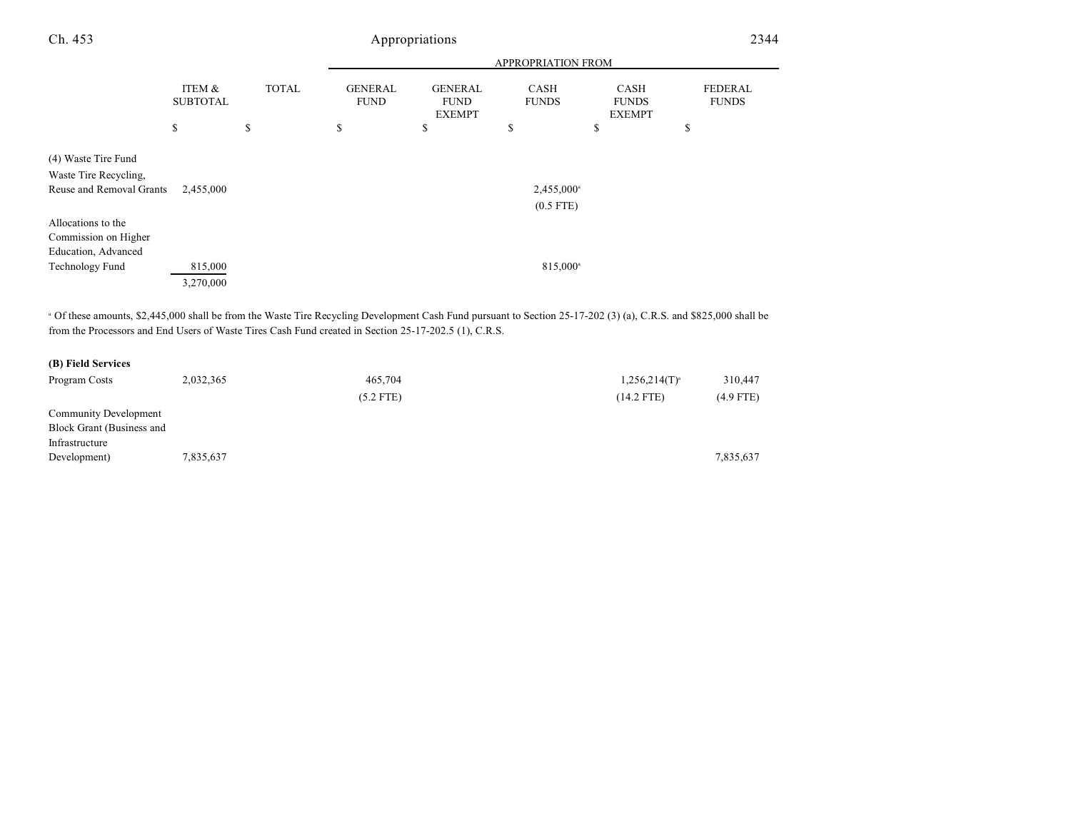| | ITEM & SUBTOTAL | TOTAL | APPROPRIATION FROM GENERAL FUND | GENERAL FUND EXEMPT | CASH FUNDS | CASH FUNDS EXEMPT | FEDERAL FUNDS |
|---|---|---|---|---|---|---|---|
| | $ | $ | $ | $ | $ | $ | $ |
| (4) Waste Tire Fund | | | | | | | |
| Waste Tire Recycling, Reuse and Removal Grants | 2,455,000 | | | | 2,455,000[a] | | |
| | | | | | (0.5 FTE) | | |
| Allocations to the Commission on Higher Education, Advanced Technology Fund | 815,000 | | | | 815,000[a] | | |
| | 3,270,000 | | | | | | |

[a] Of these amounts, $2,445,000 shall be from the Waste Tire Recycling Development Cash Fund pursuant to Section 25-17-202 (3) (a), C.R.S. and $825,000 shall be from the Processors and End Users of Waste Tires Cash Fund created in Section 25-17-202.5 (1), C.R.S.

| | ITEM & SUBTOTAL | TOTAL | GENERAL FUND | GENERAL FUND EXEMPT | CASH FUNDS | CASH FUNDS EXEMPT | FEDERAL FUNDS |
|---|---|---|---|---|---|---|---|
| **(B) Field Services** | | | | | | | |
| Program Costs | 2,032,365 | | 465,704 | | | 1,256,214(T)[a] | 310,447 |
| | | | (5.2 FTE) | | | (14.2 FTE) | (4.9 FTE) |
| Community Development Block Grant (Business and Infrastructure Development) | 7,835,637 | | | | | | 7,835,637 |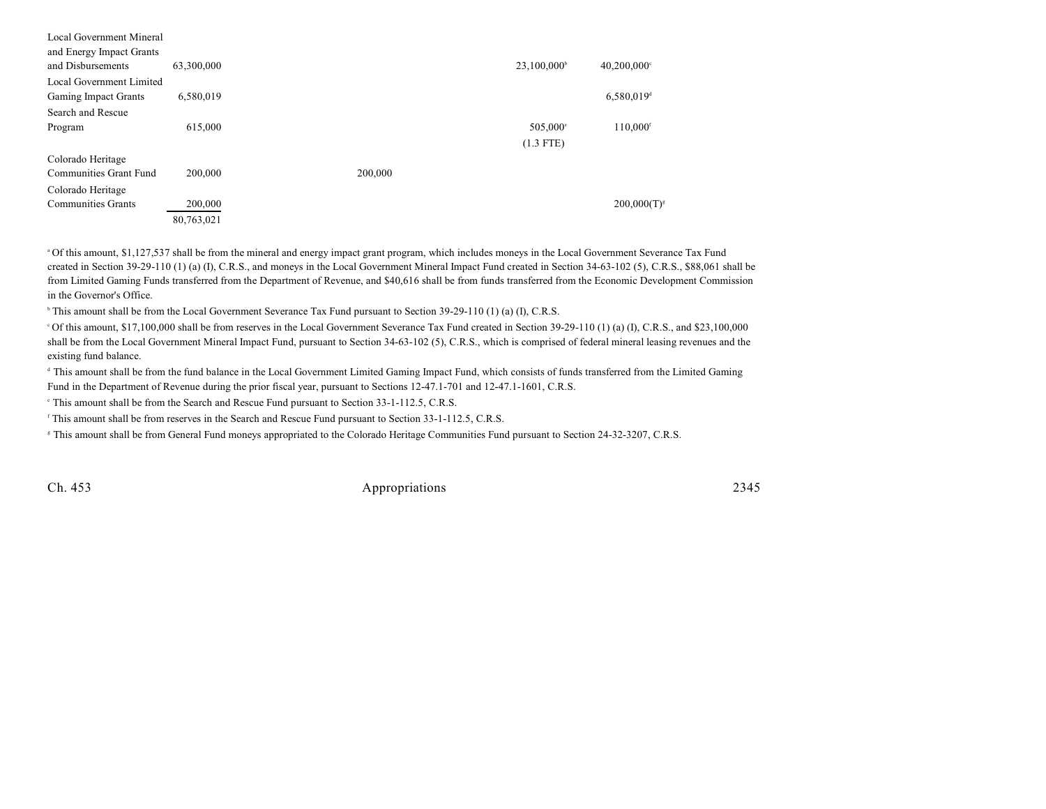| | | | | | | |
|---|---|---|---|---|---|---|
| Local Government Mineral and Energy Impact Grants and Disbursements | 63,300,000 | | | 23,100,000[b] | 40,200,000[c] | |
| Local Government Limited Gaming Impact Grants | 6,580,019 | | | | 6,580,019[d] | |
| Search and Rescue Program | 615,000 | | | 505,000[e] (1.3 FTE) | 110,000[f] | |
| Colorado Heritage Communities Grant Fund | 200,000 | | 200,000 | | | |
| Colorado Heritage Communities Grants | 200,000 | | | | 200,000(T)[g] | |
| | 80,763,021 | | | | | |

[a] Of this amount, $1,127,537 shall be from the mineral and energy impact grant program, which includes moneys in the Local Government Severance Tax Fund created in Section 39-29-110 (1) (a) (I), C.R.S., and moneys in the Local Government Mineral Impact Fund created in Section 34-63-102 (5), C.R.S., $88,061 shall be from Limited Gaming Funds transferred from the Department of Revenue, and $40,616 shall be from funds transferred from the Economic Development Commission in the Governor's Office.

[b] This amount shall be from the Local Government Severance Tax Fund pursuant to Section 39-29-110 (1) (a) (I), C.R.S.

[c] Of this amount, $17,100,000 shall be from reserves in the Local Government Severance Tax Fund created in Section 39-29-110 (1) (a) (I), C.R.S., and $23,100,000 shall be from the Local Government Mineral Impact Fund, pursuant to Section 34-63-102 (5), C.R.S., which is comprised of federal mineral leasing revenues and the existing fund balance.

[d] This amount shall be from the fund balance in the Local Government Limited Gaming Impact Fund, which consists of funds transferred from the Limited Gaming Fund in the Department of Revenue during the prior fiscal year, pursuant to Sections 12-47.1-701 and 12-47.1-1601, C.R.S.

[e] This amount shall be from the Search and Rescue Fund pursuant to Section 33-1-112.5, C.R.S.

[f] This amount shall be from reserves in the Search and Rescue Fund pursuant to Section 33-1-112.5, C.R.S.

[g] This amount shall be from General Fund moneys appropriated to the Colorado Heritage Communities Fund pursuant to Section 24-32-3207, C.R.S.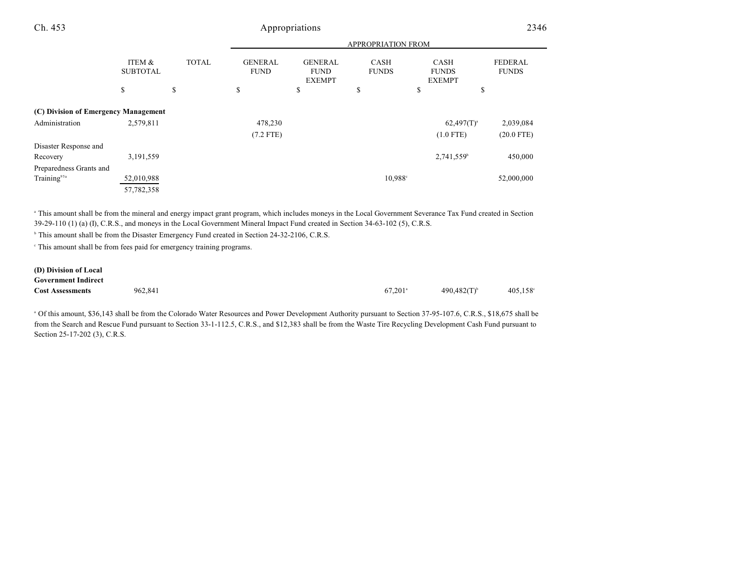| | ITEM & SUBTOTAL | TOTAL | GENERAL FUND | GENERAL FUND EXEMPT | CASH FUNDS | CASH FUNDS EXEMPT | FEDERAL FUNDS |
|---|---|---|---|---|---|---|---|
| | | | APPROPRIATION FROM | | | | |
| | $ | $ | $ | $ | $ | $ | $ |
| **(C) Division of Emergency Management** | | | | | | | |
| Administration | 2,579,811 | | 478,230 | | | 62,497(T)[a] | 2,039,084 |
| | | | (7.2 FTE) | | | (1.0 FTE) | (20.0 FTE) |
| Disaster Response and Recovery | 3,191,559 | | | | | 2,741,559[b] | 450,000 |
| Preparedness Grants and Training[95a] | 52,010,988 | | | | 10,988[c] | | 52,000,000 |
| | 57,782,358 | | | | | | |

[a] This amount shall be from the mineral and energy impact grant program, which includes moneys in the Local Government Severance Tax Fund created in Section 39-29-110 (1) (a) (I), C.R.S., and moneys in the Local Government Mineral Impact Fund created in Section 34-63-102 (5), C.R.S.

[b] This amount shall be from the Disaster Emergency Fund created in Section 24-32-2106, C.R.S.

[c] This amount shall be from fees paid for emergency training programs.

| | ITEM & SUBTOTAL | TOTAL | GENERAL FUND | GENERAL FUND EXEMPT | CASH FUNDS | CASH FUNDS EXEMPT | FEDERAL FUNDS |
|---|---|---|---|---|---|---|---|
| **(D) Division of Local Government Indirect Cost Assessments** | 962,841 | | | | 67,201[a] | 490,482(T)[b] | 405,158[c] |

[a] Of this amount, $36,143 shall be from the Colorado Water Resources and Power Development Authority pursuant to Section 37-95-107.6, C.R.S., $18,675 shall be from the Search and Rescue Fund pursuant to Section 33-1-112.5, C.R.S., and $12,383 shall be from the Waste Tire Recycling Development Cash Fund pursuant to Section 25-17-202 (3), C.R.S.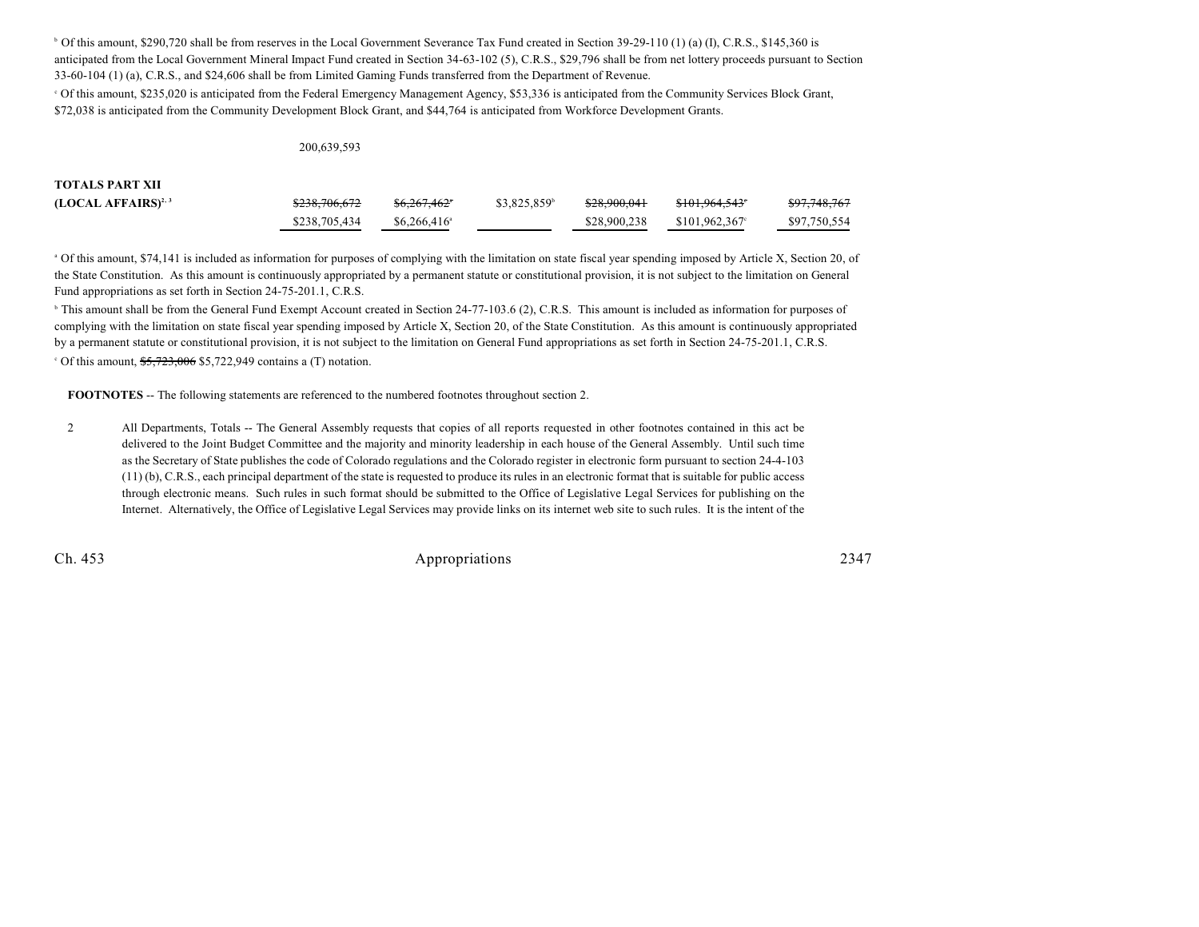[b] Of this amount, $290,720 shall be from reserves in the Local Government Severance Tax Fund created in Section 39-29-110 (1) (a) (I), C.R.S., $145,360 is anticipated from the Local Government Mineral Impact Fund created in Section 34-63-102 (5), C.R.S., $29,796 shall be from net lottery proceeds pursuant to Section 33-60-104 (1) (a), C.R.S., and $24,606 shall be from Limited Gaming Funds transferred from the Department of Revenue.

[c] Of this amount, $235,020 is anticipated from the Federal Emergency Management Agency, $53,336 is anticipated from the Community Services Block Grant, $72,038 is anticipated from the Community Development Block Grant, and $44,764 is anticipated from Workforce Development Grants.

200,639,593

| | | | | | | |
|---|---|---|---|---|---|---|
| **TOTALS PART XII (LOCAL AFFAIRS)**[2, 3] | ~~$238,706,672~~ | ~~$6,267,462~~[a] | $3,825,859[b] | ~~$28,900,041~~ | ~~$101,964,543~~[c] | ~~$97,748,767~~ |
| | $238,705,434 | $6,266,416[a] | | $28,900,238 | $101,962,367[c] | $97,750,554 |

[a] Of this amount, $74,141 is included as information for purposes of complying with the limitation on state fiscal year spending imposed by Article X, Section 20, of the State Constitution. As this amount is continuously appropriated by a permanent statute or constitutional provision, it is not subject to the limitation on General Fund appropriations as set forth in Section 24-75-201.1, C.R.S.

[b] This amount shall be from the General Fund Exempt Account created in Section 24-77-103.6 (2), C.R.S. This amount is included as information for purposes of complying with the limitation on state fiscal year spending imposed by Article X, Section 20, of the State Constitution. As this amount is continuously appropriated by a permanent statute or constitutional provision, it is not subject to the limitation on General Fund appropriations as set forth in Section 24-75-201.1, C.R.S.

[c] Of this amount, ~~$5,723,006~~ $5,722,949 contains a (T) notation.

**FOOTNOTES** -- The following statements are referenced to the numbered footnotes throughout section 2.

2 All Departments, Totals -- The General Assembly requests that copies of all reports requested in other footnotes contained in this act be delivered to the Joint Budget Committee and the majority and minority leadership in each house of the General Assembly. Until such time as the Secretary of State publishes the code of Colorado regulations and the Colorado register in electronic form pursuant to section 24-4-103 (11) (b), C.R.S., each principal department of the state is requested to produce its rules in an electronic format that is suitable for public access through electronic means. Such rules in such format should be submitted to the Office of Legislative Legal Services for publishing on the Internet. Alternatively, the Office of Legislative Legal Services may provide links on its internet web site to such rules. It is the intent of the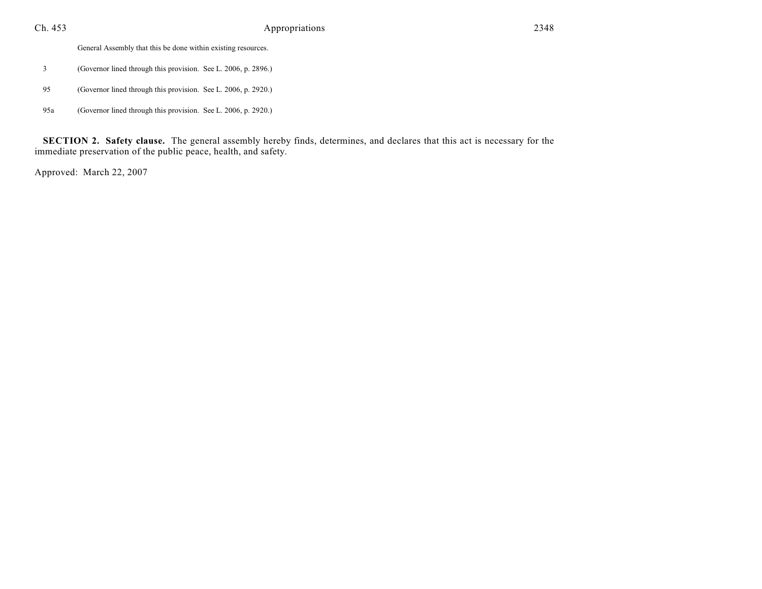General Assembly that this be done within existing resources.

3 (Governor lined through this provision. See L. 2006, p. 2896.)

95 (Governor lined through this provision. See L. 2006, p. 2920.)

95a (Governor lined through this provision. See L. 2006, p. 2920.)

**SECTION 2. Safety clause.** The general assembly hereby finds, determines, and declares that this act is necessary for the immediate preservation of the public peace, health, and safety.

Approved: March 22, 2007